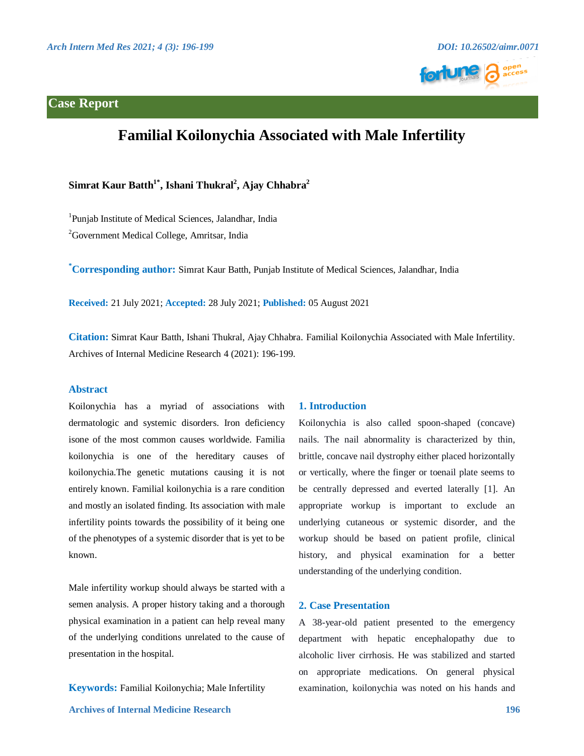Case Report

# Familial Koilonychia Associated with Male Infertility

**Simrat Kaur Batth[1*], Ishani Thukral[2], Ajay Chhabra[2]**

[1]Punjab Institute of Medical Sciences, Jalandhar, India

[2]Government Medical College, Amritsar, India

**[*]Corresponding author:** Simrat Kaur Batth, Punjab Institute of Medical Sciences, Jalandhar, India

**Received:** 21 July 2021; **Accepted:** 28 July 2021; **Published:** 05 August 2021

**Citation:** Simrat Kaur Batth, Ishani Thukral, Ajay Chhabra. Familial Koilonychia Associated with Male Infertility. Archives of Internal Medicine Research 4 (2021): 196-199.

## Abstract

Koilonychia has a myriad of associations with dermatologic and systemic disorders. Iron deficiency isone of the most common causes worldwide. Familia koilonychia is one of the hereditary causes of koilonychia.The genetic mutations causing it is not entirely known. Familial koilonychia is a rare condition and mostly an isolated finding. Its association with male infertility points towards the possibility of it being one of the phenotypes of a systemic disorder that is yet to be known.

Male infertility workup should always be started with a semen analysis. A proper history taking and a thorough physical examination in a patient can help reveal many of the underlying conditions unrelated to the cause of presentation in the hospital.

**Keywords:** Familial Koilonychia; Male Infertility

## 1. Introduction

Koilonychia is also called spoon-shaped (concave) nails. The nail abnormality is characterized by thin, brittle, concave nail dystrophy either placed horizontally or vertically, where the finger or toenail plate seems to be centrally depressed and everted laterally [1]. An appropriate workup is important to exclude an underlying cutaneous or systemic disorder, and the workup should be based on patient profile, clinical history, and physical examination for a better understanding of the underlying condition.

## 2. Case Presentation

A 38-year-old patient presented to the emergency department with hepatic encephalopathy due to alcoholic liver cirrhosis. He was stabilized and started on appropriate medications. On general physical examination, koilonychia was noted on his hands and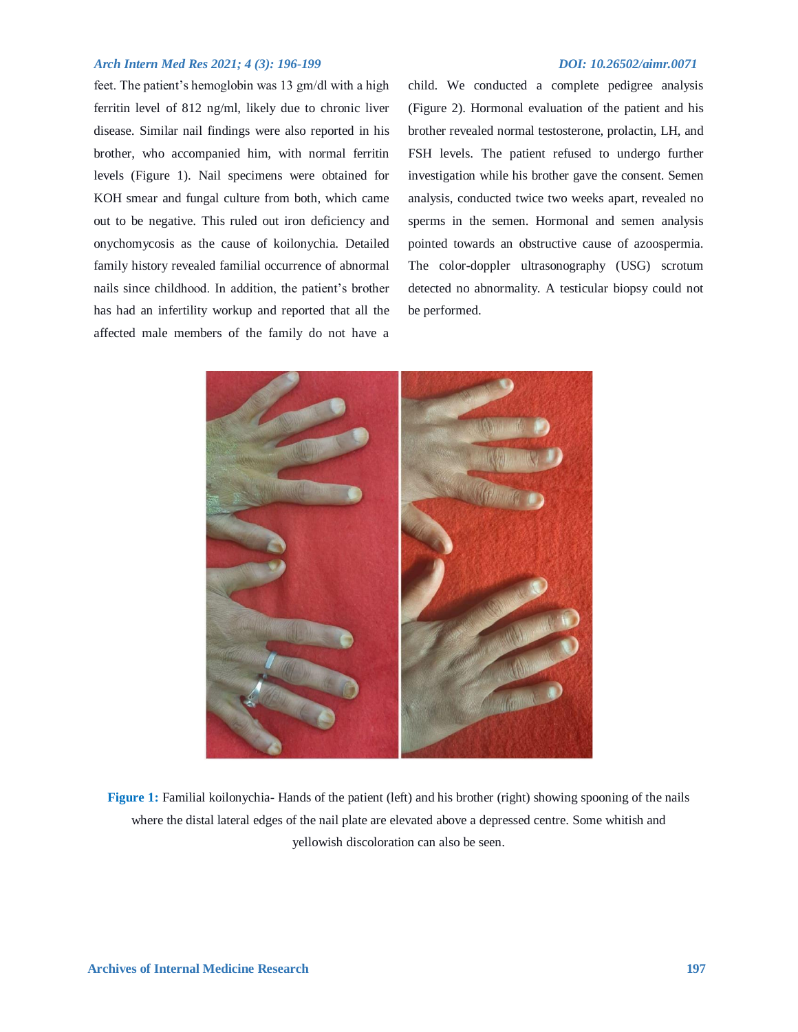feet. The patient's hemoglobin was 13 gm/dl with a high ferritin level of 812 ng/ml, likely due to chronic liver disease. Similar nail findings were also reported in his brother, who accompanied him, with normal ferritin levels (Figure 1). Nail specimens were obtained for KOH smear and fungal culture from both, which came out to be negative. This ruled out iron deficiency and onychomycosis as the cause of koilonychia. Detailed family history revealed familial occurrence of abnormal nails since childhood. In addition, the patient's brother has had an infertility workup and reported that all the affected male members of the family do not have a child. We conducted a complete pedigree analysis (Figure 2). Hormonal evaluation of the patient and his brother revealed normal testosterone, prolactin, LH, and FSH levels. The patient refused to undergo further investigation while his brother gave the consent. Semen analysis, conducted twice two weeks apart, revealed no sperms in the semen. Hormonal and semen analysis pointed towards an obstructive cause of azoospermia. The color-doppler ultrasonography (USG) scrotum detected no abnormality. A testicular biopsy could not be performed.

**Figure 1:** Familial koilonychia- Hands of the patient (left) and his brother (right) showing spooning of the nails where the distal lateral edges of the nail plate are elevated above a depressed centre. Some whitish and yellowish discoloration can also be seen.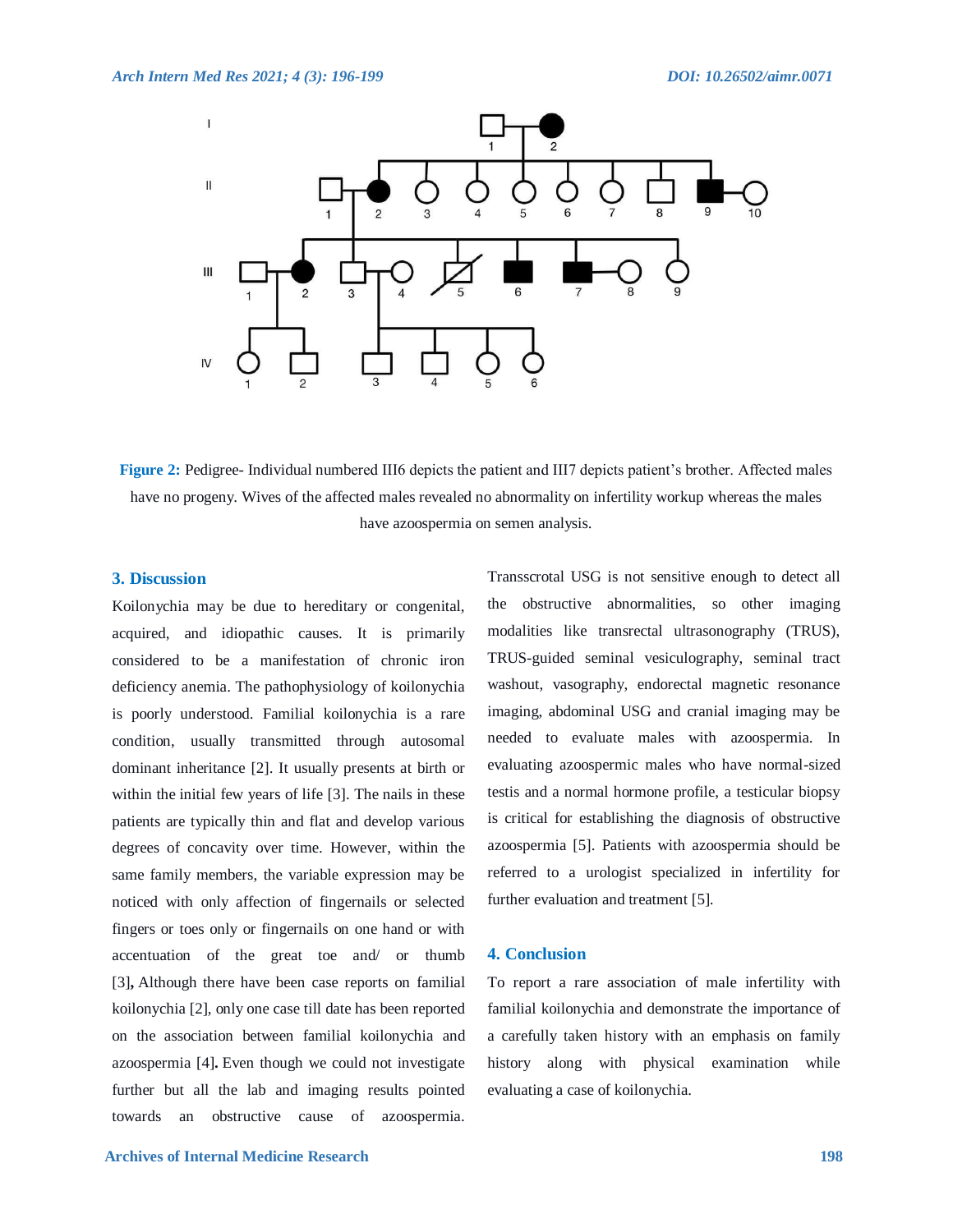I

II

III

IV

Figure 2: Pedigree- Individual numbered III6 depicts the patient and III7 depicts patient's brother. Affected males have no progeny. Wives of the affected males revealed no abnormality on infertility workup whereas the males have azoospermia on semen analysis.

## 3. Discussion

Koilonychia may be due to hereditary or congenital, acquired, and idiopathic causes. It is primarily considered to be a manifestation of chronic iron deficiency anemia. The pathophysiology of koilonychia is poorly understood. Familial koilonychia is a rare condition, usually transmitted through autosomal dominant inheritance [2]. It usually presents at birth or within the initial few years of life [3]. The nails in these patients are typically thin and flat and develop various degrees of concavity over time. However, within the same family members, the variable expression may be noticed with only affection of fingernails or selected fingers or toes only or fingernails on one hand or with accentuation of the great toe and/ or thumb [3]**,** Although there have been case reports on familial koilonychia [2], only one case till date has been reported on the association between familial koilonychia and azoospermia [4]**.** Even though we could not investigate further but all the lab and imaging results pointed towards an obstructive cause of azoospermia. Transscrotal USG is not sensitive enough to detect all the obstructive abnormalities, so other imaging modalities like transrectal ultrasonography (TRUS), TRUS-guided seminal vesiculography, seminal tract washout, vasography, endorectal magnetic resonance imaging, abdominal USG and cranial imaging may be needed to evaluate males with azoospermia. In evaluating azoospermic males who have normal-sized testis and a normal hormone profile, a testicular biopsy is critical for establishing the diagnosis of obstructive azoospermia [5]. Patients with azoospermia should be referred to a urologist specialized in infertility for further evaluation and treatment [5].

## 4. Conclusion

To report a rare association of male infertility with familial koilonychia and demonstrate the importance of a carefully taken history with an emphasis on family history along with physical examination while evaluating a case of koilonychia.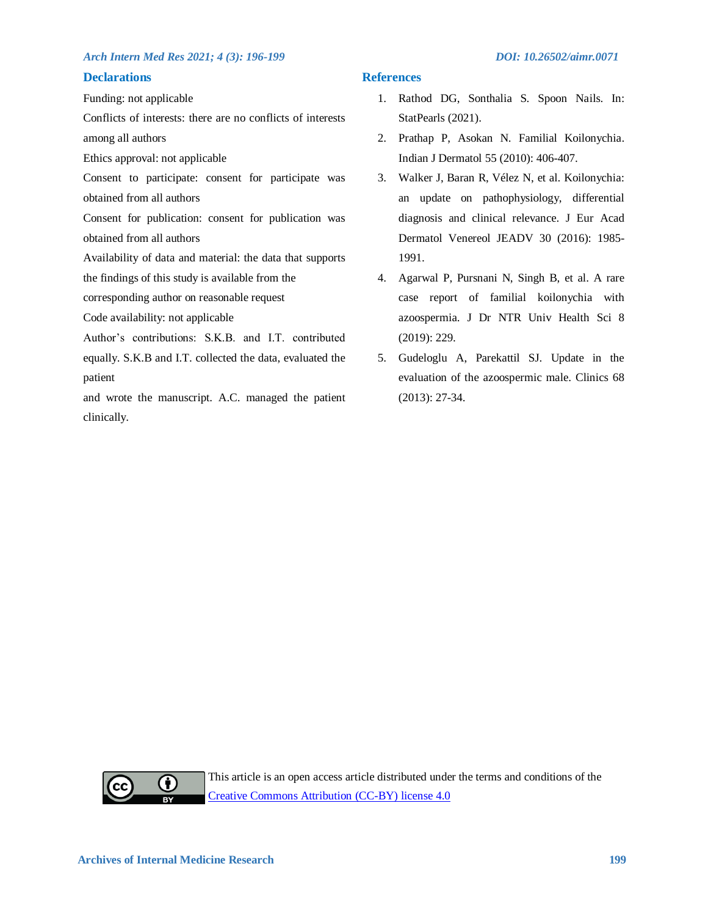## Declarations

Funding: not applicable

Conflicts of interests: there are no conflicts of interests among all authors

Ethics approval: not applicable

Consent to participate: consent for participate was obtained from all authors

Consent for publication: consent for publication was obtained from all authors

Availability of data and material: the data that supports the findings of this study is available from the corresponding author on reasonable request

Code availability: not applicable

Author's contributions: S.K.B. and I.T. contributed equally. S.K.B and I.T. collected the data, evaluated the patient and wrote the manuscript. A.C. managed the patient clinically.

## References

1. Rathod DG, Sonthalia S. Spoon Nails. In: StatPearls (2021).
2. Prathap P, Asokan N. Familial Koilonychia. Indian J Dermatol 55 (2010): 406-407.
3. Walker J, Baran R, Vélez N, et al. Koilonychia: an update on pathophysiology, differential diagnosis and clinical relevance. J Eur Acad Dermatol Venereol JEADV 30 (2016): 1985-1991.
4. Agarwal P, Pursnani N, Singh B, et al. A rare case report of familial koilonychia with azoospermia. J Dr NTR Univ Health Sci 8 (2019): 229.
5. Gudeloglu A, Parekattil SJ. Update in the evaluation of the azoospermic male. Clinics 68 (2013): 27-34.

This article is an open access article distributed under the terms and conditions of the Creative Commons Attribution (CC-BY) license 4.0